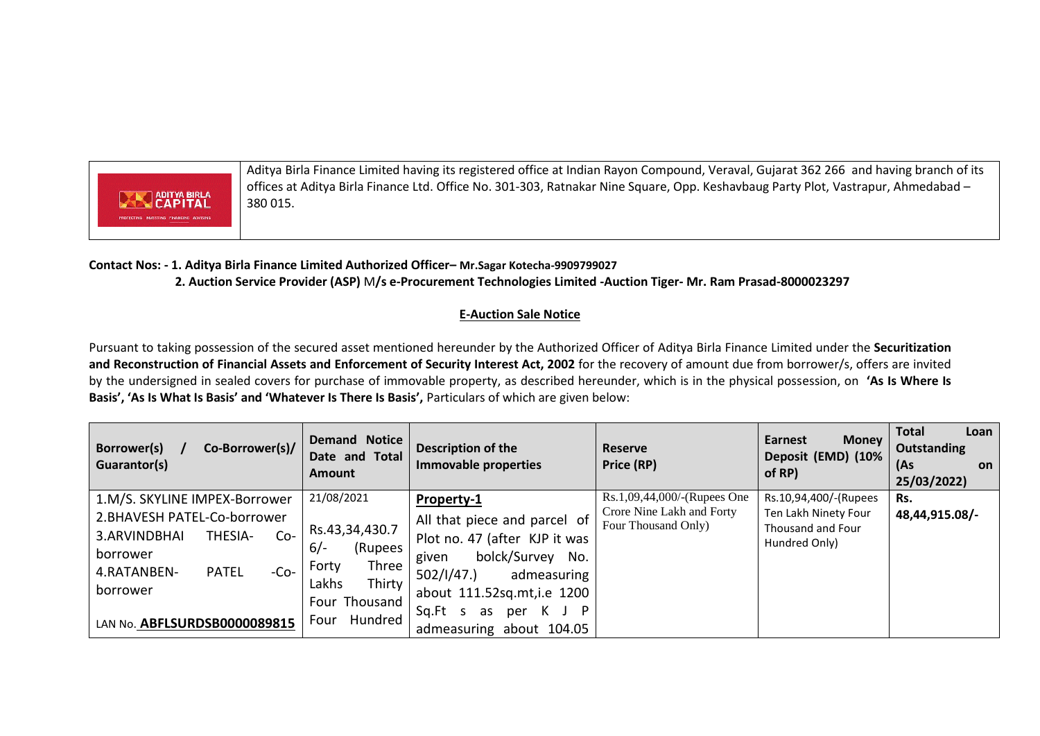Aditya Birla Finance Limited having its registered office at Indian Rayon Compound, Veraval, Gujarat 362 266 and having branch of its offices at Aditya Birla Finance Ltd. Office No. 301-303, Ratnakar Nine Square, Opp. Keshavbaug Party Plot, Vastrapur, Ahmedabad – 380 015.

**Contact Nos: - 1. Aditya Birla Finance Limited Authorized Officer– Mr.Sagar Kotecha-9909799027**

**2. Auction Service Provider (ASP)** M**/s e-Procurement Technologies Limited -Auction Tiger- Mr. Ram Prasad-8000023297**

## E-Auction Sale Notice

Pursuant to taking possession of the secured asset mentioned hereunder by the Authorized Officer of Aditya Birla Finance Limited under the **Securitization and Reconstruction of Financial Assets and Enforcement of Security Interest Act, 2002** for the recovery of amount due from borrower/s, offers are invited by the undersigned in sealed covers for purchase of immovable property, as described hereunder, which is in the physical possession, on **'As Is Where Is Basis', 'As Is What Is Basis' and 'Whatever Is There Is Basis',** Particulars of which are given below:

| Borrower(s) / Co-Borrower(s)/ Guarantor(s) | Demand Notice Date and Total Amount | Description of the Immovable properties | Reserve Price (RP) | Earnest Money Deposit (EMD) (10% of RP) | Total Loan Outstanding (As on 25/03/2022) |
|---|---|---|---|---|---|
| 1.M/S. SKYLINE IMPEX-Borrower<br>2.BHAVESH PATEL-Co-borrower<br>3.ARVINDBHAI THESIA- Co-borrower<br>4.RATANBEN- PATEL -Co-borrower<br><br>LAN No. **ABFLSURDSB0000089815** | 21/08/2021<br><br>Rs.43,34,430.76/- (Rupees Forty Three Lakhs Thirty Four Thousand Four Hundred | **Property-1**<br>All that piece and parcel of Plot no. 47 (after KJP it was given bolck/Survey No. 502/I/47.) admeasuring about 111.52sq.mt,i.e 1200 Sq.Ft s as per K J P admeasuring about 104.05 | Rs.1,09,44,000/-(Rupees One Crore Nine Lakh and Forty Four Thousand Only) | Rs.10,94,400/-(Rupees Ten Lakh Ninety Four Thousand and Four Hundred Only) | **Rs. 48,44,915.08/-** |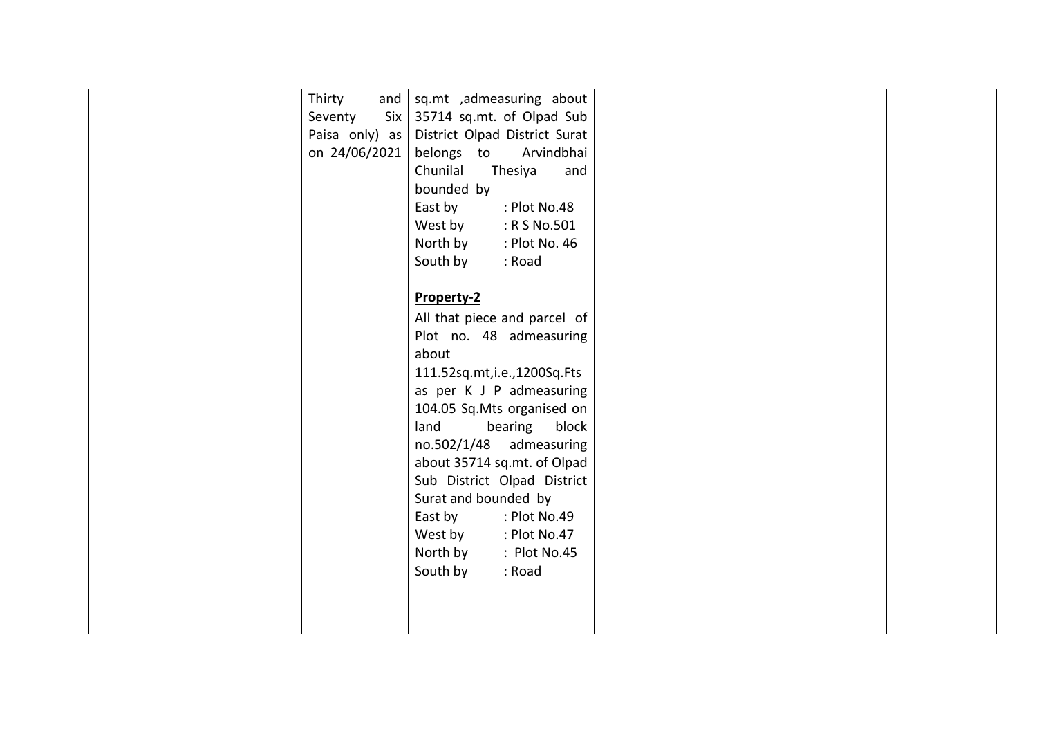|  | Thirty and Seventy Six Paisa only) as on 24/06/2021 | sq.mt ,admeasuring about 35714 sq.mt. of Olpad Sub District Olpad District Surat belongs to Arvindbhai Chunilal Thesiya and bounded by<br>East by : Plot No.48<br>West by : R S No.501<br>North by : Plot No. 46<br>South by : Road<br><br>**Property-2**<br>All that piece and parcel of Plot no. 48 admeasuring about 111.52sq.mt,i.e.,1200Sq.Fts as per K J P admeasuring 104.05 Sq.Mts organised on land bearing block no.502/1/48 admeasuring about 35714 sq.mt. of Olpad Sub District Olpad District Surat and bounded by<br>East by : Plot No.49<br>West by : Plot No.47<br>North by : Plot No.45<br>South by : Road |  |  |  |
|---|---|---|---|---|---|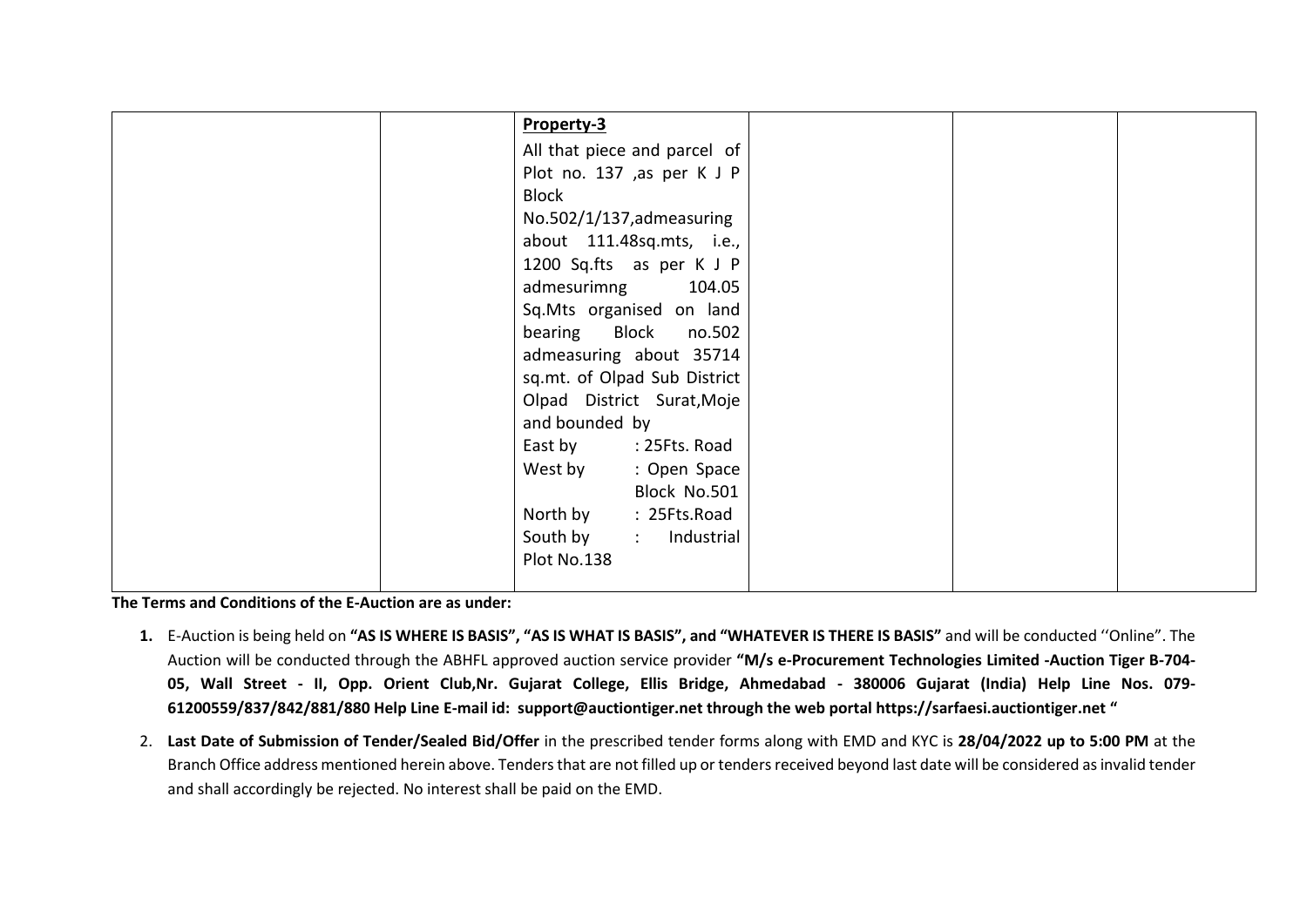| | | **Property-3**<br>All that piece and parcel of Plot no. 137 ,as per K J P Block No.502/1/137,admeasuring about 111.48sq.mts, i.e., 1200 Sq.fts as per K J P admesurimng 104.05 Sq.Mts organised on land bearing Block no.502 admeasuring about 35714 sq.mt. of Olpad Sub District Olpad District Surat,Moje and bounded by<br>East by : 25Fts. Road<br>West by : Open Space Block No.501<br>North by : 25Fts.Road<br>South by : Industrial Plot No.138 | | | |
|---|---|---|---|---|---|

**The Terms and Conditions of the E-Auction are as under:**

1. E-Auction is being held on **"AS IS WHERE IS BASIS", "AS IS WHAT IS BASIS", and "WHATEVER IS THERE IS BASIS"** and will be conducted ''Online". The Auction will be conducted through the ABHFL approved auction service provider **"M/s e-Procurement Technologies Limited -Auction Tiger B-704-05, Wall Street - II, Opp. Orient Club,Nr. Gujarat College, Ellis Bridge, Ahmedabad - 380006 Gujarat (India) Help Line Nos. 079-61200559/837/842/881/880 Help Line E-mail id: support@auctiontiger.net through the web portal https://sarfaesi.auctiontiger.net "**

2. **Last Date of Submission of Tender/Sealed Bid/Offer** in the prescribed tender forms along with EMD and KYC is **28/04/2022 up to 5:00 PM** at the Branch Office address mentioned herein above. Tenders that are not filled up or tenders received beyond last date will be considered as invalid tender and shall accordingly be rejected. No interest shall be paid on the EMD.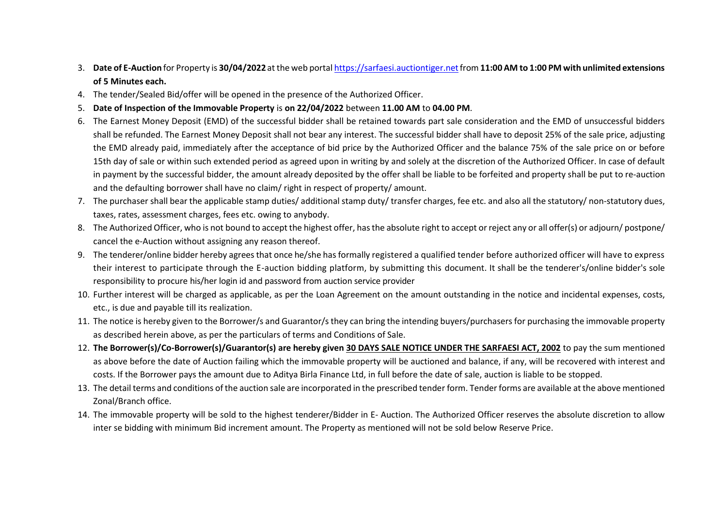3. **Date of E-Auction** for Property is **30/04/2022** at the web portal https://sarfaesi.auctiontiger.net from **11:00 AM to 1:00 PM with unlimited extensions of 5 Minutes each.**
4. The tender/Sealed Bid/offer will be opened in the presence of the Authorized Officer.
5. **Date of Inspection of the Immovable Property** is **on 22/04/2022** between **11.00 AM** to **04.00 PM**.
6. The Earnest Money Deposit (EMD) of the successful bidder shall be retained towards part sale consideration and the EMD of unsuccessful bidders shall be refunded. The Earnest Money Deposit shall not bear any interest. The successful bidder shall have to deposit 25% of the sale price, adjusting the EMD already paid, immediately after the acceptance of bid price by the Authorized Officer and the balance 75% of the sale price on or before 15th day of sale or within such extended period as agreed upon in writing by and solely at the discretion of the Authorized Officer. In case of default in payment by the successful bidder, the amount already deposited by the offer shall be liable to be forfeited and property shall be put to re-auction and the defaulting borrower shall have no claim/ right in respect of property/ amount.
7. The purchaser shall bear the applicable stamp duties/ additional stamp duty/ transfer charges, fee etc. and also all the statutory/ non-statutory dues, taxes, rates, assessment charges, fees etc. owing to anybody.
8. The Authorized Officer, who is not bound to accept the highest offer, has the absolute right to accept or reject any or all offer(s) or adjourn/ postpone/ cancel the e-Auction without assigning any reason thereof.
9. The tenderer/online bidder hereby agrees that once he/she has formally registered a qualified tender before authorized officer will have to express their interest to participate through the E-auction bidding platform, by submitting this document. It shall be the tenderer's/online bidder's sole responsibility to procure his/her login id and password from auction service provider
10. Further interest will be charged as applicable, as per the Loan Agreement on the amount outstanding in the notice and incidental expenses, costs, etc., is due and payable till its realization.
11. The notice is hereby given to the Borrower/s and Guarantor/s they can bring the intending buyers/purchasers for purchasing the immovable property as described herein above, as per the particulars of terms and Conditions of Sale.
12. **The Borrower(s)/Co-Borrower(s)/Guarantor(s) are hereby given <u>30 DAYS SALE NOTICE UNDER THE SARFAESI ACT, 2002</u>** to pay the sum mentioned as above before the date of Auction failing which the immovable property will be auctioned and balance, if any, will be recovered with interest and costs. If the Borrower pays the amount due to Aditya Birla Finance Ltd, in full before the date of sale, auction is liable to be stopped.
13. The detail terms and conditions of the auction sale are incorporated in the prescribed tender form. Tender forms are available at the above mentioned Zonal/Branch office.
14. The immovable property will be sold to the highest tenderer/Bidder in E- Auction. The Authorized Officer reserves the absolute discretion to allow inter se bidding with minimum Bid increment amount. The Property as mentioned will not be sold below Reserve Price.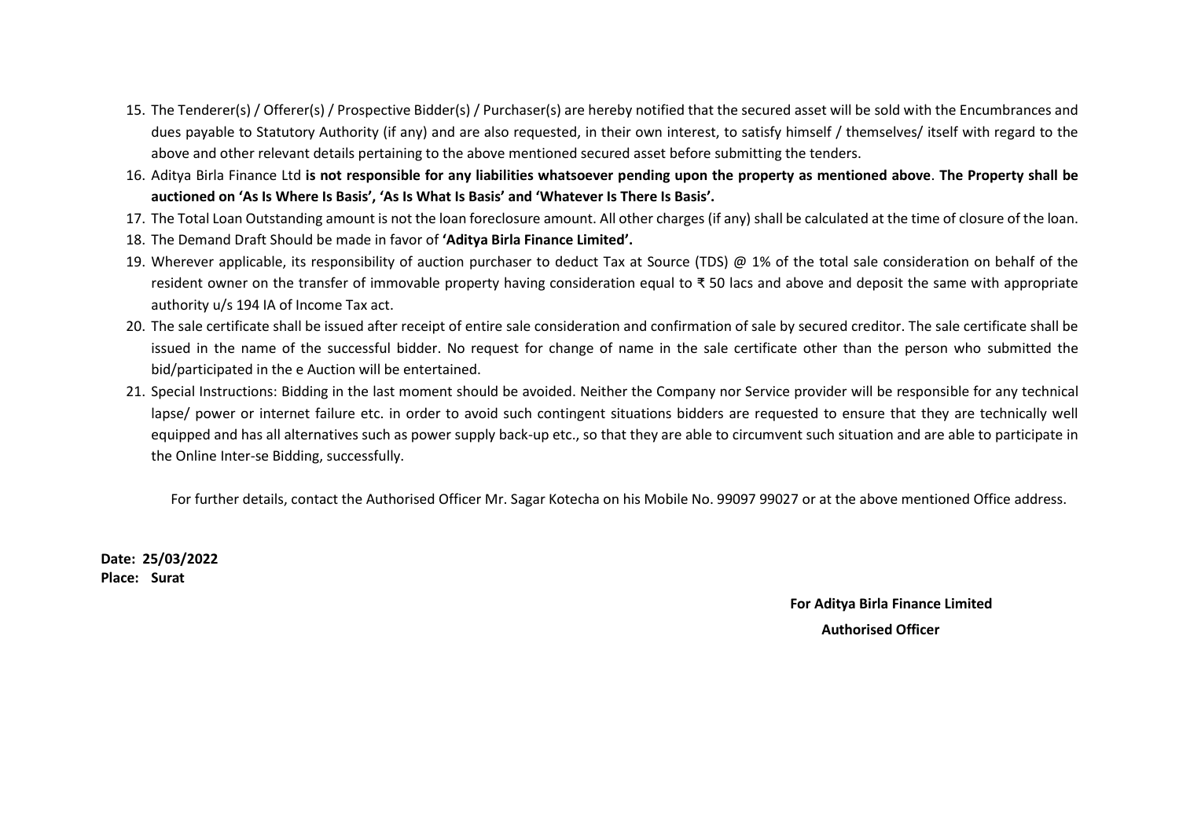15. The Tenderer(s) / Offerer(s) / Prospective Bidder(s) / Purchaser(s) are hereby notified that the secured asset will be sold with the Encumbrances and dues payable to Statutory Authority (if any) and are also requested, in their own interest, to satisfy himself / themselves/ itself with regard to the above and other relevant details pertaining to the above mentioned secured asset before submitting the tenders.
16. Aditya Birla Finance Ltd **is not responsible for any liabilities whatsoever pending upon the property as mentioned above**. **The Property shall be auctioned on 'As Is Where Is Basis', 'As Is What Is Basis' and 'Whatever Is There Is Basis'.**
17. The Total Loan Outstanding amount is not the loan foreclosure amount. All other charges (if any) shall be calculated at the time of closure of the loan.
18. The Demand Draft Should be made in favor of **'Aditya Birla Finance Limited'.**
19. Wherever applicable, its responsibility of auction purchaser to deduct Tax at Source (TDS) @ 1% of the total sale consideration on behalf of the resident owner on the transfer of immovable property having consideration equal to ₹ 50 lacs and above and deposit the same with appropriate authority u/s 194 IA of Income Tax act.
20. The sale certificate shall be issued after receipt of entire sale consideration and confirmation of sale by secured creditor. The sale certificate shall be issued in the name of the successful bidder. No request for change of name in the sale certificate other than the person who submitted the bid/participated in the e Auction will be entertained.
21. Special Instructions: Bidding in the last moment should be avoided. Neither the Company nor Service provider will be responsible for any technical lapse/ power or internet failure etc. in order to avoid such contingent situations bidders are requested to ensure that they are technically well equipped and has all alternatives such as power supply back-up etc., so that they are able to circumvent such situation and are able to participate in the Online Inter-se Bidding, successfully.

For further details, contact the Authorised Officer Mr. Sagar Kotecha on his Mobile No. 99097 99027 or at the above mentioned Office address.

**Date: 25/03/2022**
**Place: Surat**

**For Aditya Birla Finance Limited**
**Authorised Officer**